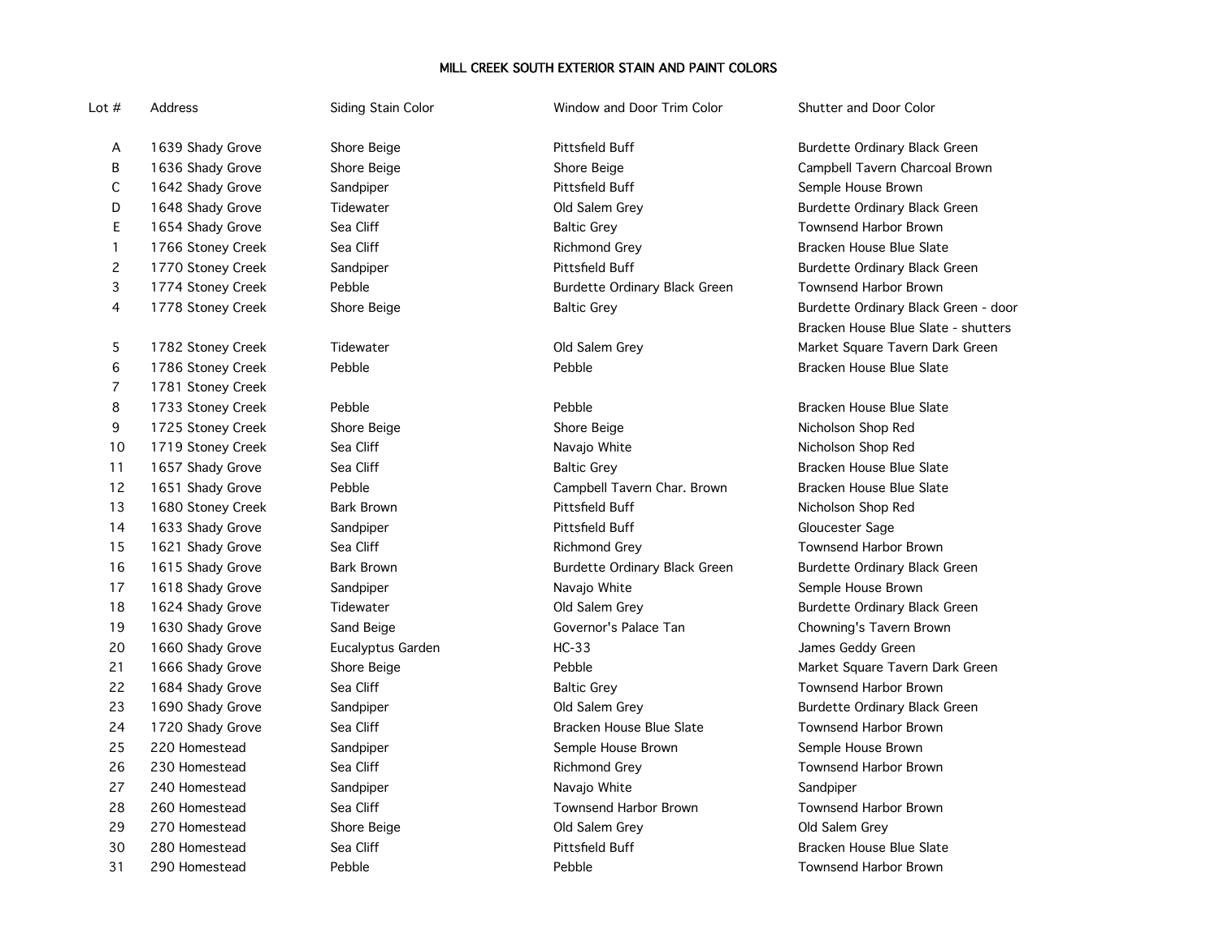# MILL CREEK SOUTH EXTERIOR STAIN AND PAINT COLORS

| Lot # | Address | Siding Stain Color | Window and Door Trim Color | Shutter and Door Color |
|---|---|---|---|---|
| A | 1639 Shady Grove | Shore Beige | Pittsfield Buff | Burdette Ordinary Black Green |
| B | 1636 Shady Grove | Shore Beige | Shore Beige | Campbell Tavern Charcoal Brown |
| C | 1642 Shady Grove | Sandpiper | Pittsfield Buff | Semple House Brown |
| D | 1648 Shady Grove | Tidewater | Old Salem Grey | Burdette Ordinary Black Green |
| E | 1654 Shady Grove | Sea Cliff | Baltic Grey | Townsend Harbor Brown |
| 1 | 1766 Stoney Creek | Sea Cliff | Richmond Grey | Bracken House Blue Slate |
| 2 | 1770 Stoney Creek | Sandpiper | Pittsfield Buff | Burdette Ordinary Black Green |
| 3 | 1774 Stoney Creek | Pebble | Burdette Ordinary Black Green | Townsend Harbor Brown |
| 4 | 1778 Stoney Creek | Shore Beige | Baltic Grey | Burdette Ordinary Black Green - door<br>Bracken House Blue Slate - shutters |
| 5 | 1782 Stoney Creek | Tidewater | Old Salem Grey | Market Square Tavern Dark Green |
| 6 | 1786 Stoney Creek | Pebble | Pebble | Bracken House Blue Slate |
| 7 | 1781 Stoney Creek | | | |
| 8 | 1733 Stoney Creek | Pebble | Pebble | Bracken House Blue Slate |
| 9 | 1725 Stoney Creek | Shore Beige | Shore Beige | Nicholson Shop Red |
| 10 | 1719 Stoney Creek | Sea Cliff | Navajo White | Nicholson Shop Red |
| 11 | 1657 Shady Grove | Sea Cliff | Baltic Grey | Bracken House Blue Slate |
| 12 | 1651 Shady Grove | Pebble | Campbell Tavern Char. Brown | Bracken House Blue Slate |
| 13 | 1680 Stoney Creek | Bark Brown | Pittsfield Buff | Nicholson Shop Red |
| 14 | 1633 Shady Grove | Sandpiper | Pittsfield Buff | Gloucester Sage |
| 15 | 1621 Shady Grove | Sea Cliff | Richmond Grey | Townsend Harbor Brown |
| 16 | 1615 Shady Grove | Bark Brown | Burdette Ordinary Black Green | Burdette Ordinary Black Green |
| 17 | 1618 Shady Grove | Sandpiper | Navajo White | Semple House Brown |
| 18 | 1624 Shady Grove | Tidewater | Old Salem Grey | Burdette Ordinary Black Green |
| 19 | 1630 Shady Grove | Sand Beige | Governor's Palace Tan | Chowning's Tavern Brown |
| 20 | 1660 Shady Grove | Eucalyptus Garden | HC-33 | James Geddy Green |
| 21 | 1666 Shady Grove | Shore Beige | Pebble | Market Square Tavern Dark Green |
| 22 | 1684 Shady Grove | Sea Cliff | Baltic Grey | Townsend Harbor Brown |
| 23 | 1690 Shady Grove | Sandpiper | Old Salem Grey | Burdette Ordinary Black Green |
| 24 | 1720 Shady Grove | Sea Cliff | Bracken House Blue Slate | Townsend Harbor Brown |
| 25 | 220 Homestead | Sandpiper | Semple House Brown | Semple House Brown |
| 26 | 230 Homestead | Sea Cliff | Richmond Grey | Townsend Harbor Brown |
| 27 | 240 Homestead | Sandpiper | Navajo White | Sandpiper |
| 28 | 260 Homestead | Sea Cliff | Townsend Harbor Brown | Townsend Harbor Brown |
| 29 | 270 Homestead | Shore Beige | Old Salem Grey | Old Salem Grey |
| 30 | 280 Homestead | Sea Cliff | Pittsfield Buff | Bracken House Blue Slate |
| 31 | 290 Homestead | Pebble | Pebble | Townsend Harbor Brown |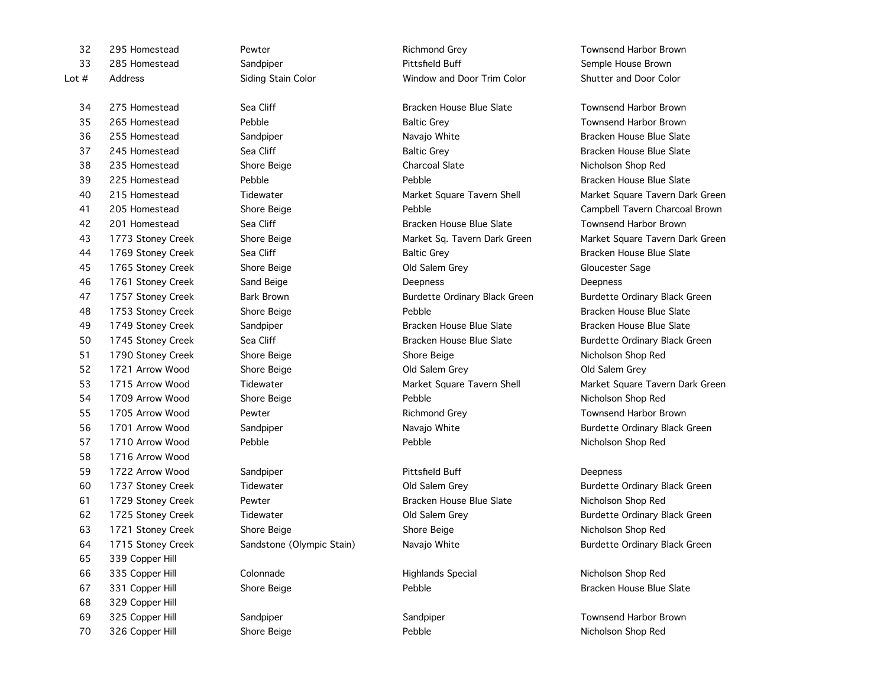| Lot # | Address | Siding Stain Color | Window and Door Trim Color | Shutter and Door Color |
|---|---|---|---|---|
| 32 | 295 Homestead | Pewter | Richmond Grey | Townsend Harbor Brown |
| 33 | 285 Homestead | Sandpiper | Pittsfield Buff | Semple House Brown |
| 34 | 275 Homestead | Sea Cliff | Bracken House Blue Slate | Townsend Harbor Brown |
| 35 | 265 Homestead | Pebble | Baltic Grey | Townsend Harbor Brown |
| 36 | 255 Homestead | Sandpiper | Navajo White | Bracken House Blue Slate |
| 37 | 245 Homestead | Sea Cliff | Baltic Grey | Bracken House Blue Slate |
| 38 | 235 Homestead | Shore Beige | Charcoal Slate | Nicholson Shop Red |
| 39 | 225 Homestead | Pebble | Pebble | Bracken House Blue Slate |
| 40 | 215 Homestead | Tidewater | Market Square Tavern Shell | Market Square Tavern Dark Green |
| 41 | 205 Homestead | Shore Beige | Pebble | Campbell Tavern Charcoal Brown |
| 42 | 201 Homestead | Sea Cliff | Bracken House Blue Slate | Townsend Harbor Brown |
| 43 | 1773 Stoney Creek | Shore Beige | Market Sq. Tavern Dark Green | Market Square Tavern Dark Green |
| 44 | 1769 Stoney Creek | Sea Cliff | Baltic Grey | Bracken House Blue Slate |
| 45 | 1765 Stoney Creek | Shore Beige | Old Salem Grey | Gloucester Sage |
| 46 | 1761 Stoney Creek | Sand Beige | Deepness | Deepness |
| 47 | 1757 Stoney Creek | Bark Brown | Burdette Ordinary Black Green | Burdette Ordinary Black Green |
| 48 | 1753 Stoney Creek | Shore Beige | Pebble | Bracken House Blue Slate |
| 49 | 1749 Stoney Creek | Sandpiper | Bracken House Blue Slate | Bracken House Blue Slate |
| 50 | 1745 Stoney Creek | Sea Cliff | Bracken House Blue Slate | Burdette Ordinary Black Green |
| 51 | 1790 Stoney Creek | Shore Beige | Shore Beige | Nicholson Shop Red |
| 52 | 1721 Arrow Wood | Shore Beige | Old Salem Grey | Old Salem Grey |
| 53 | 1715 Arrow Wood | Tidewater | Market Square Tavern Shell | Market Square Tavern Dark Green |
| 54 | 1709 Arrow Wood | Shore Beige | Pebble | Nicholson Shop Red |
| 55 | 1705 Arrow Wood | Pewter | Richmond Grey | Townsend Harbor Brown |
| 56 | 1701 Arrow Wood | Sandpiper | Navajo White | Burdette Ordinary Black Green |
| 57 | 1710 Arrow Wood | Pebble | Pebble | Nicholson Shop Red |
| 58 | 1716 Arrow Wood | | | |
| 59 | 1722 Arrow Wood | Sandpiper | Pittsfield Buff | Deepness |
| 60 | 1737 Stoney Creek | Tidewater | Old Salem Grey | Burdette Ordinary Black Green |
| 61 | 1729 Stoney Creek | Pewter | Bracken House Blue Slate | Nicholson Shop Red |
| 62 | 1725 Stoney Creek | Tidewater | Old Salem Grey | Burdette Ordinary Black Green |
| 63 | 1721 Stoney Creek | Shore Beige | Shore Beige | Nicholson Shop Red |
| 64 | 1715 Stoney Creek | Sandstone (Olympic Stain) | Navajo White | Burdette Ordinary Black Green |
| 65 | 339 Copper Hill | | | |
| 66 | 335 Copper Hill | Colonnade | Highlands Special | Nicholson Shop Red |
| 67 | 331 Copper Hill | Shore Beige | Pebble | Bracken House Blue Slate |
| 68 | 329 Copper Hill | | | |
| 69 | 325 Copper Hill | Sandpiper | Sandpiper | Townsend Harbor Brown |
| 70 | 326 Copper Hill | Shore Beige | Pebble | Nicholson Shop Red |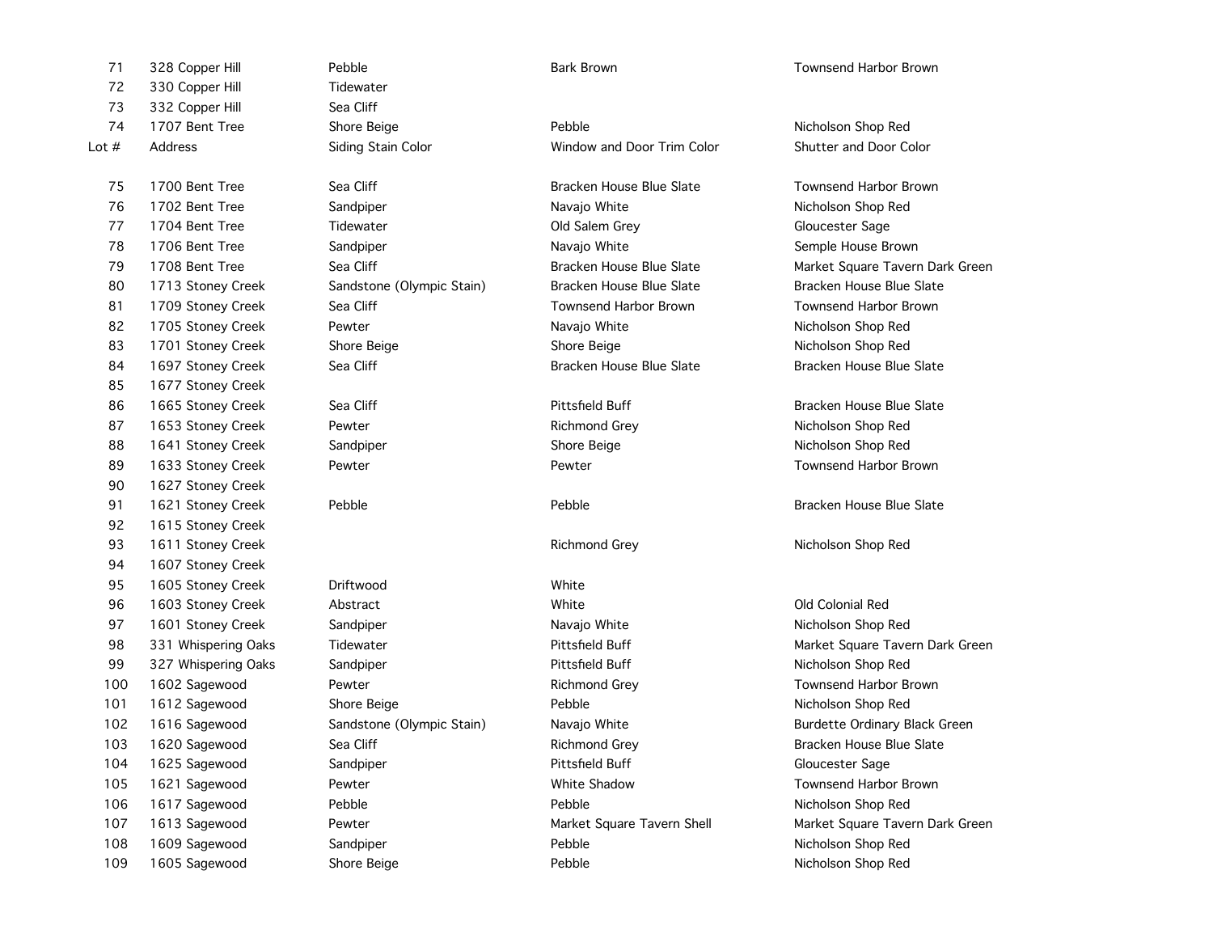| 71 | 328 Copper Hill | Pebble | Bark Brown | Townsend Harbor Brown |
|---|---|---|---|---|
| 72 | 330 Copper Hill | Tidewater | | |
| 73 | 332 Copper Hill | Sea Cliff | | |
| 74 | 1707 Bent Tree | Shore Beige | Pebble | Nicholson Shop Red |
| Lot # | Address | Siding Stain Color | Window and Door Trim Color | Shutter and Door Color |
| 75 | 1700 Bent Tree | Sea Cliff | Bracken House Blue Slate | Townsend Harbor Brown |
| 76 | 1702 Bent Tree | Sandpiper | Navajo White | Nicholson Shop Red |
| 77 | 1704 Bent Tree | Tidewater | Old Salem Grey | Gloucester Sage |
| 78 | 1706 Bent Tree | Sandpiper | Navajo White | Semple House Brown |
| 79 | 1708 Bent Tree | Sea Cliff | Bracken House Blue Slate | Market Square Tavern Dark Green |
| 80 | 1713 Stoney Creek | Sandstone (Olympic Stain) | Bracken House Blue Slate | Bracken House Blue Slate |
| 81 | 1709 Stoney Creek | Sea Cliff | Townsend Harbor Brown | Townsend Harbor Brown |
| 82 | 1705 Stoney Creek | Pewter | Navajo White | Nicholson Shop Red |
| 83 | 1701 Stoney Creek | Shore Beige | Shore Beige | Nicholson Shop Red |
| 84 | 1697 Stoney Creek | Sea Cliff | Bracken House Blue Slate | Bracken House Blue Slate |
| 85 | 1677 Stoney Creek | | | |
| 86 | 1665 Stoney Creek | Sea Cliff | Pittsfield Buff | Bracken House Blue Slate |
| 87 | 1653 Stoney Creek | Pewter | Richmond Grey | Nicholson Shop Red |
| 88 | 1641 Stoney Creek | Sandpiper | Shore Beige | Nicholson Shop Red |
| 89 | 1633 Stoney Creek | Pewter | Pewter | Townsend Harbor Brown |
| 90 | 1627 Stoney Creek | | | |
| 91 | 1621 Stoney Creek | Pebble | Pebble | Bracken House Blue Slate |
| 92 | 1615 Stoney Creek | | | |
| 93 | 1611 Stoney Creek | | Richmond Grey | Nicholson Shop Red |
| 94 | 1607 Stoney Creek | | | |
| 95 | 1605 Stoney Creek | Driftwood | White | |
| 96 | 1603 Stoney Creek | Abstract | White | Old Colonial Red |
| 97 | 1601 Stoney Creek | Sandpiper | Navajo White | Nicholson Shop Red |
| 98 | 331 Whispering Oaks | Tidewater | Pittsfield Buff | Market Square Tavern Dark Green |
| 99 | 327 Whispering Oaks | Sandpiper | Pittsfield Buff | Nicholson Shop Red |
| 100 | 1602 Sagewood | Pewter | Richmond Grey | Townsend Harbor Brown |
| 101 | 1612 Sagewood | Shore Beige | Pebble | Nicholson Shop Red |
| 102 | 1616 Sagewood | Sandstone (Olympic Stain) | Navajo White | Burdette Ordinary Black Green |
| 103 | 1620 Sagewood | Sea Cliff | Richmond Grey | Bracken House Blue Slate |
| 104 | 1625 Sagewood | Sandpiper | Pittsfield Buff | Gloucester Sage |
| 105 | 1621 Sagewood | Pewter | White Shadow | Townsend Harbor Brown |
| 106 | 1617 Sagewood | Pebble | Pebble | Nicholson Shop Red |
| 107 | 1613 Sagewood | Pewter | Market Square Tavern Shell | Market Square Tavern Dark Green |
| 108 | 1609 Sagewood | Sandpiper | Pebble | Nicholson Shop Red |
| 109 | 1605 Sagewood | Shore Beige | Pebble | Nicholson Shop Red |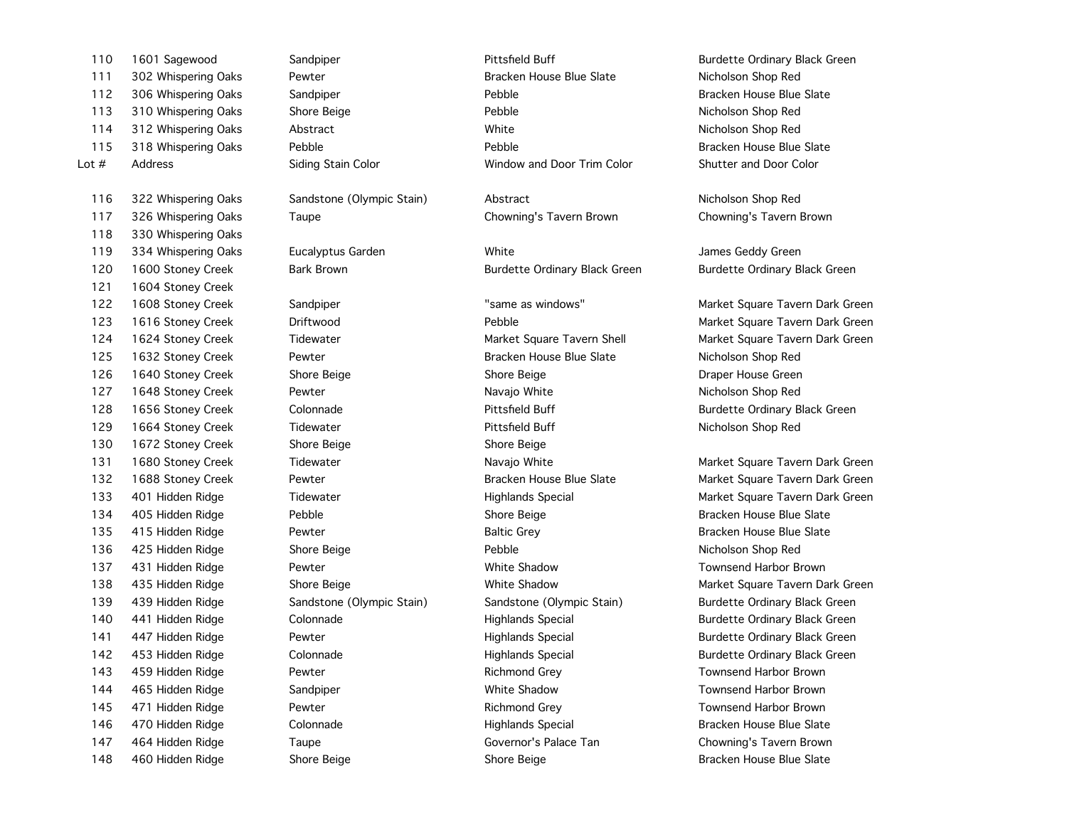| Lot # | Address | Siding Stain Color | Window and Door Trim Color | Shutter and Door Color |
|---|---|---|---|---|
| 110 | 1601 Sagewood | Sandpiper | Pittsfield Buff | Burdette Ordinary Black Green |
| 111 | 302 Whispering Oaks | Pewter | Bracken House Blue Slate | Nicholson Shop Red |
| 112 | 306 Whispering Oaks | Sandpiper | Pebble | Bracken House Blue Slate |
| 113 | 310 Whispering Oaks | Shore Beige | Pebble | Nicholson Shop Red |
| 114 | 312 Whispering Oaks | Abstract | White | Nicholson Shop Red |
| 115 | 318 Whispering Oaks | Pebble | Pebble | Bracken House Blue Slate |
| 116 | 322 Whispering Oaks | Sandstone (Olympic Stain) | Abstract | Nicholson Shop Red |
| 117 | 326 Whispering Oaks | Taupe | Chowning's Tavern Brown | Chowning's Tavern Brown |
| 118 | 330 Whispering Oaks | | | |
| 119 | 334 Whispering Oaks | Eucalyptus Garden | White | James Geddy Green |
| 120 | 1600 Stoney Creek | Bark Brown | Burdette Ordinary Black Green | Burdette Ordinary Black Green |
| 121 | 1604 Stoney Creek | | | |
| 122 | 1608 Stoney Creek | Sandpiper | "same as windows" | Market Square Tavern Dark Green |
| 123 | 1616 Stoney Creek | Driftwood | Pebble | Market Square Tavern Dark Green |
| 124 | 1624 Stoney Creek | Tidewater | Market Square Tavern Shell | Market Square Tavern Dark Green |
| 125 | 1632 Stoney Creek | Pewter | Bracken House Blue Slate | Nicholson Shop Red |
| 126 | 1640 Stoney Creek | Shore Beige | Shore Beige | Draper House Green |
| 127 | 1648 Stoney Creek | Pewter | Navajo White | Nicholson Shop Red |
| 128 | 1656 Stoney Creek | Colonnade | Pittsfield Buff | Burdette Ordinary Black Green |
| 129 | 1664 Stoney Creek | Tidewater | Pittsfield Buff | Nicholson Shop Red |
| 130 | 1672 Stoney Creek | Shore Beige | Shore Beige | |
| 131 | 1680 Stoney Creek | Tidewater | Navajo White | Market Square Tavern Dark Green |
| 132 | 1688 Stoney Creek | Pewter | Bracken House Blue Slate | Market Square Tavern Dark Green |
| 133 | 401 Hidden Ridge | Tidewater | Highlands Special | Market Square Tavern Dark Green |
| 134 | 405 Hidden Ridge | Pebble | Shore Beige | Bracken House Blue Slate |
| 135 | 415 Hidden Ridge | Pewter | Baltic Grey | Bracken House Blue Slate |
| 136 | 425 Hidden Ridge | Shore Beige | Pebble | Nicholson Shop Red |
| 137 | 431 Hidden Ridge | Pewter | White Shadow | Townsend Harbor Brown |
| 138 | 435 Hidden Ridge | Shore Beige | White Shadow | Market Square Tavern Dark Green |
| 139 | 439 Hidden Ridge | Sandstone (Olympic Stain) | Sandstone (Olympic Stain) | Burdette Ordinary Black Green |
| 140 | 441 Hidden Ridge | Colonnade | Highlands Special | Burdette Ordinary Black Green |
| 141 | 447 Hidden Ridge | Pewter | Highlands Special | Burdette Ordinary Black Green |
| 142 | 453 Hidden Ridge | Colonnade | Highlands Special | Burdette Ordinary Black Green |
| 143 | 459 Hidden Ridge | Pewter | Richmond Grey | Townsend Harbor Brown |
| 144 | 465 Hidden Ridge | Sandpiper | White Shadow | Townsend Harbor Brown |
| 145 | 471 Hidden Ridge | Pewter | Richmond Grey | Townsend Harbor Brown |
| 146 | 470 Hidden Ridge | Colonnade | Highlands Special | Bracken House Blue Slate |
| 147 | 464 Hidden Ridge | Taupe | Governor's Palace Tan | Chowning's Tavern Brown |
| 148 | 460 Hidden Ridge | Shore Beige | Shore Beige | Bracken House Blue Slate |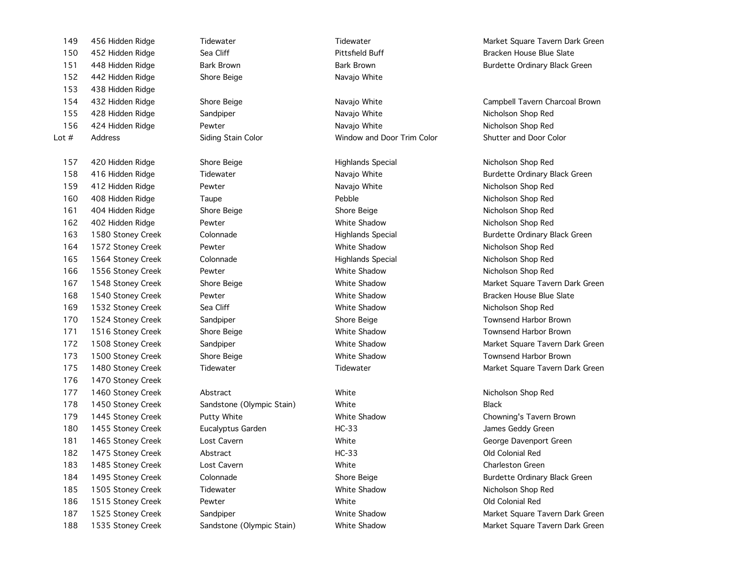| | | | | |
|---|---|---|---|---|
| 149 | 456 Hidden Ridge | Tidewater | Tidewater | Market Square Tavern Dark Green |
| 150 | 452 Hidden Ridge | Sea Cliff | Pittsfield Buff | Bracken House Blue Slate |
| 151 | 448 Hidden Ridge | Bark Brown | Bark Brown | Burdette Ordinary Black Green |
| 152 | 442 Hidden Ridge | Shore Beige | Navajo White | |
| 153 | 438 Hidden Ridge | | | |
| 154 | 432 Hidden Ridge | Shore Beige | Navajo White | Campbell Tavern Charcoal Brown |
| 155 | 428 Hidden Ridge | Sandpiper | Navajo White | Nicholson Shop Red |
| 156 | 424 Hidden Ridge | Pewter | Navajo White | Nicholson Shop Red |
| Lot # | Address | Siding Stain Color | Window and Door Trim Color | Shutter and Door Color |
| 157 | 420 Hidden Ridge | Shore Beige | Highlands Special | Nicholson Shop Red |
| 158 | 416 Hidden Ridge | Tidewater | Navajo White | Burdette Ordinary Black Green |
| 159 | 412 Hidden Ridge | Pewter | Navajo White | Nicholson Shop Red |
| 160 | 408 Hidden Ridge | Taupe | Pebble | Nicholson Shop Red |
| 161 | 404 Hidden Ridge | Shore Beige | Shore Beige | Nicholson Shop Red |
| 162 | 402 Hidden Ridge | Pewter | White Shadow | Nicholson Shop Red |
| 163 | 1580 Stoney Creek | Colonnade | Highlands Special | Burdette Ordinary Black Green |
| 164 | 1572 Stoney Creek | Pewter | White Shadow | Nicholson Shop Red |
| 165 | 1564 Stoney Creek | Colonnade | Highlands Special | Nicholson Shop Red |
| 166 | 1556 Stoney Creek | Pewter | White Shadow | Nicholson Shop Red |
| 167 | 1548 Stoney Creek | Shore Beige | White Shadow | Market Square Tavern Dark Green |
| 168 | 1540 Stoney Creek | Pewter | White Shadow | Bracken House Blue Slate |
| 169 | 1532 Stoney Creek | Sea Cliff | White Shadow | Nicholson Shop Red |
| 170 | 1524 Stoney Creek | Sandpiper | Shore Beige | Townsend Harbor Brown |
| 171 | 1516 Stoney Creek | Shore Beige | White Shadow | Townsend Harbor Brown |
| 172 | 1508 Stoney Creek | Sandpiper | White Shadow | Market Square Tavern Dark Green |
| 173 | 1500 Stoney Creek | Shore Beige | White Shadow | Townsend Harbor Brown |
| 175 | 1480 Stoney Creek | Tidewater | Tidewater | Market Square Tavern Dark Green |
| 176 | 1470 Stoney Creek | | | |
| 177 | 1460 Stoney Creek | Abstract | White | Nicholson Shop Red |
| 178 | 1450 Stoney Creek | Sandstone (Olympic Stain) | White | Black |
| 179 | 1445 Stoney Creek | Putty White | White Shadow | Chowning's Tavern Brown |
| 180 | 1455 Stoney Creek | Eucalyptus Garden | HC-33 | James Geddy Green |
| 181 | 1465 Stoney Creek | Lost Cavern | White | George Davenport Green |
| 182 | 1475 Stoney Creek | Abstract | HC-33 | Old Colonial Red |
| 183 | 1485 Stoney Creek | Lost Cavern | White | Charleston Green |
| 184 | 1495 Stoney Creek | Colonnade | Shore Beige | Burdette Ordinary Black Green |
| 185 | 1505 Stoney Creek | Tidewater | White Shadow | Nicholson Shop Red |
| 186 | 1515 Stoney Creek | Pewter | White | Old Colonial Red |
| 187 | 1525 Stoney Creek | Sandpiper | Wnite Shadow | Market Square Tavern Dark Green |
| 188 | 1535 Stoney Creek | Sandstone (Olympic Stain) | White Shadow | Market Square Tavern Dark Green |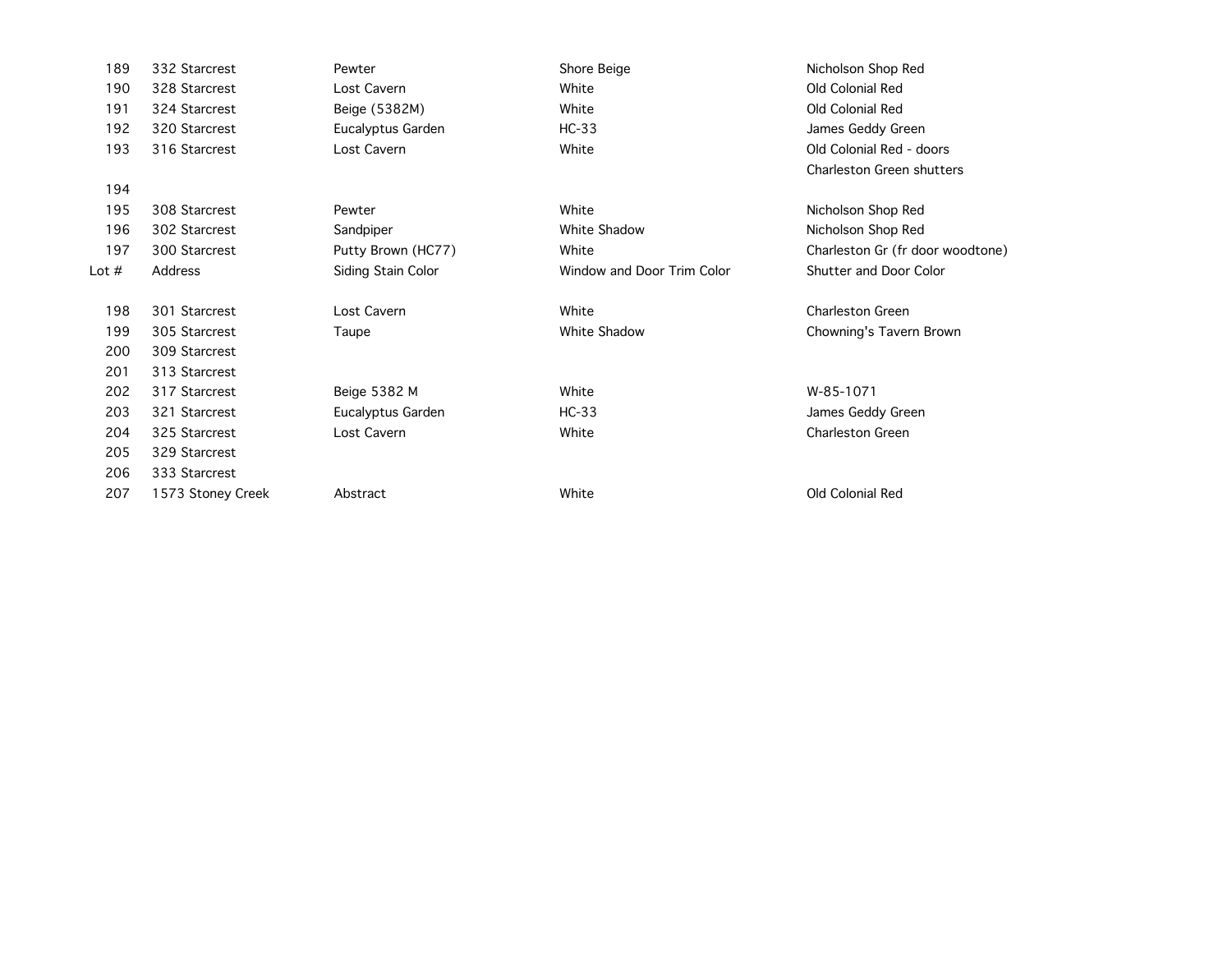| | | | | |
|---|---|---|---|---|
| 189 | 332 Starcrest | Pewter | Shore Beige | Nicholson Shop Red |
| 190 | 328 Starcrest | Lost Cavern | White | Old Colonial Red |
| 191 | 324 Starcrest | Beige (5382M) | White | Old Colonial Red |
| 192 | 320 Starcrest | Eucalyptus Garden | HC-33 | James Geddy Green |
| 193 | 316 Starcrest | Lost Cavern | White | Old Colonial Red - doors |
| | | | | Charleston Green shutters |
| 194 | | | | |
| 195 | 308 Starcrest | Pewter | White | Nicholson Shop Red |
| 196 | 302 Starcrest | Sandpiper | White Shadow | Nicholson Shop Red |
| 197 | 300 Starcrest | Putty Brown (HC77) | White | Charleston Gr (fr door woodtone) |
| Lot # | Address | Siding Stain Color | Window and Door Trim Color | Shutter and Door Color |
| | | | | |
| 198 | 301 Starcrest | Lost Cavern | White | Charleston Green |
| 199 | 305 Starcrest | Taupe | White Shadow | Chowning's Tavern Brown |
| 200 | 309 Starcrest | | | |
| 201 | 313 Starcrest | | | |
| 202 | 317 Starcrest | Beige 5382 M | White | W-85-1071 |
| 203 | 321 Starcrest | Eucalyptus Garden | HC-33 | James Geddy Green |
| 204 | 325 Starcrest | Lost Cavern | White | Charleston Green |
| 205 | 329 Starcrest | | | |
| 206 | 333 Starcrest | | | |
| 207 | 1573 Stoney Creek | Abstract | White | Old Colonial Red |